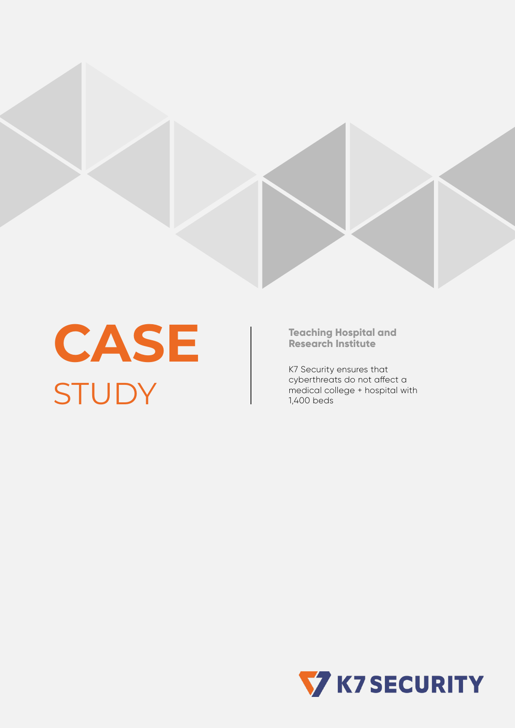# CASE STUDY

**Teaching Hospital and Research Institute**

K7 Security ensures that cyberthreats do not affect a medical college + hospital with 1,400 beds

K7 SECURITY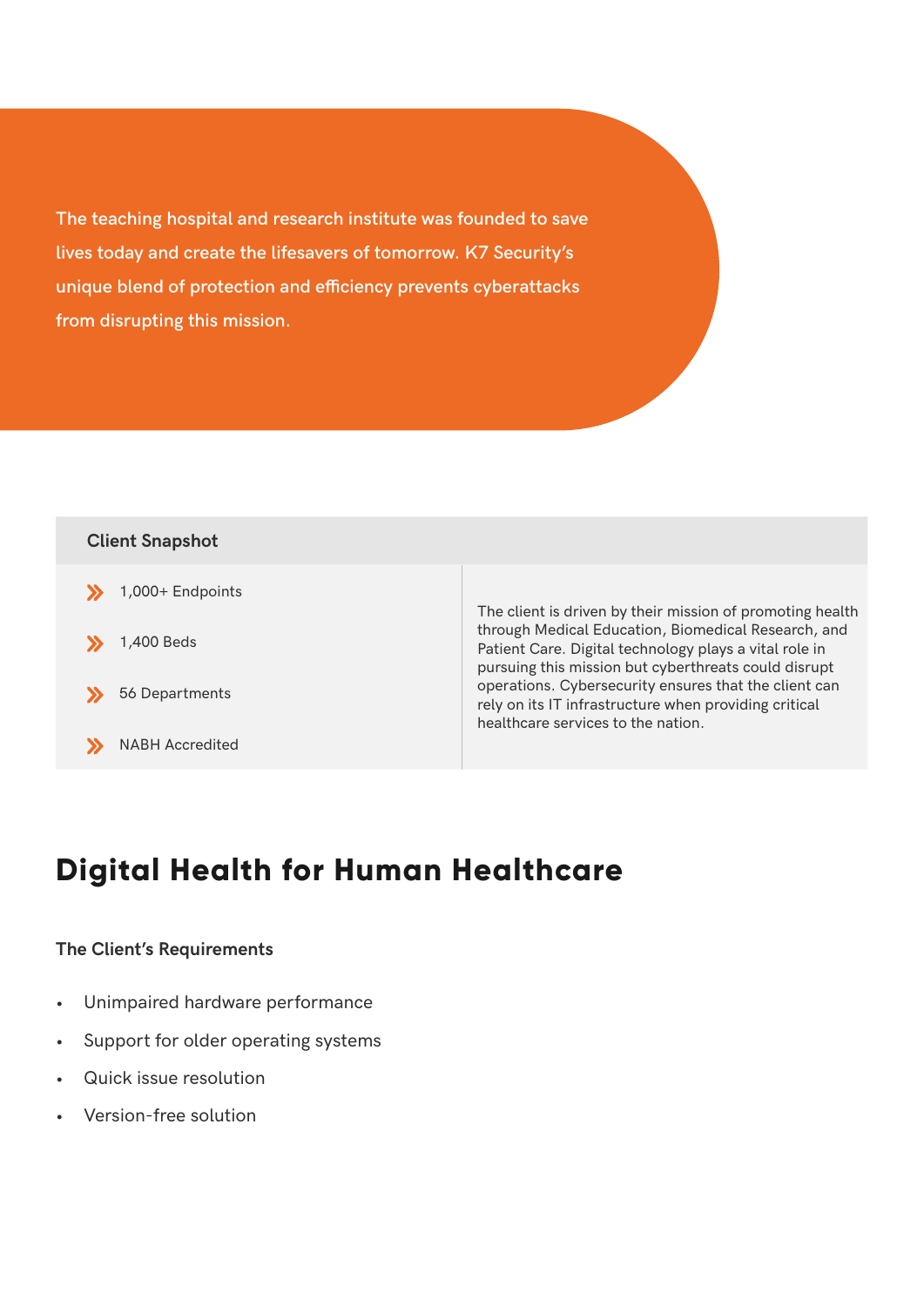The teaching hospital and research institute was founded to save lives today and create the lifesavers of tomorrow. K7 Security's unique blend of protection and efficiency prevents cyberattacks from disrupting this mission.

| Client Snapshot | |
|---|---|
| 1,000+ Endpoints<br>1,400 Beds<br>56 Departments<br>NABH Accredited | The client is driven by their mission of promoting health through Medical Education, Biomedical Research, and Patient Care. Digital technology plays a vital role in pursuing this mission but cyberthreats could disrupt operations. Cybersecurity ensures that the client can rely on its IT infrastructure when providing critical healthcare services to the nation. |

# Digital Health for Human Healthcare

**The Client's Requirements**

- Unimpaired hardware performance
- Support for older operating systems
- Quick issue resolution
- Version-free solution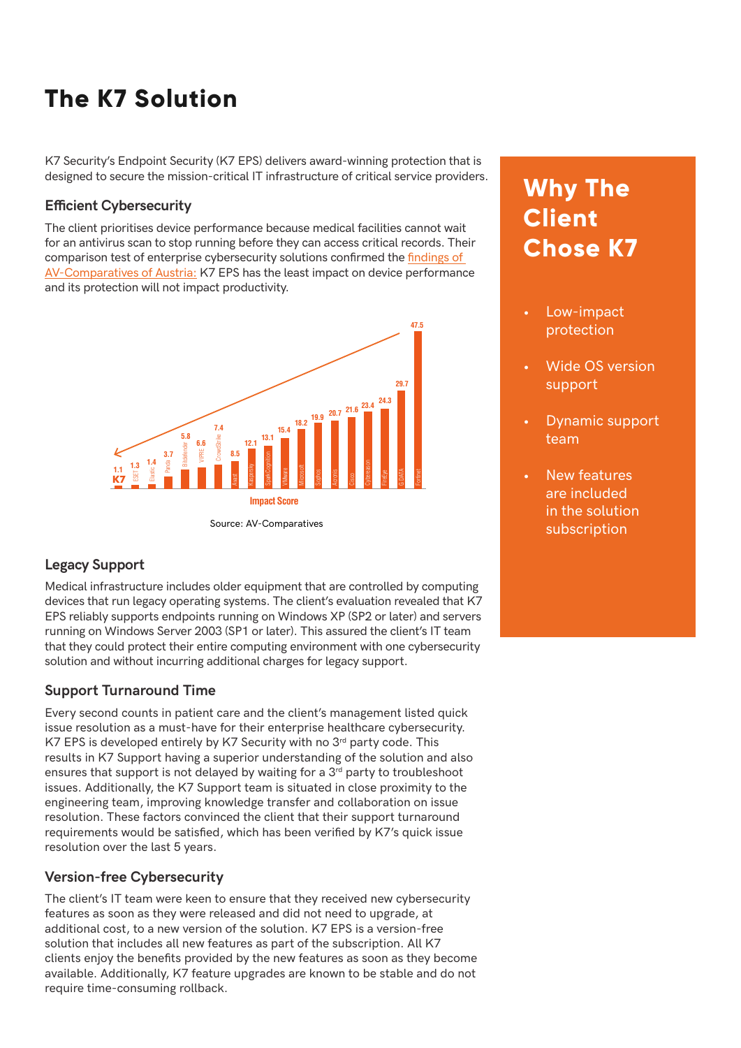# The K7 Solution

K7 Security's Endpoint Security (K7 EPS) delivers award-winning protection that is designed to secure the mission-critical IT infrastructure of critical service providers.

### Efficient Cybersecurity

The client prioritises device performance because medical facilities cannot wait for an antivirus scan to stop running before they can access critical records. Their comparison test of enterprise cybersecurity solutions confirmed the findings of AV-Comparatives of Austria: K7 EPS has the least impact on device performance and its protection will not impact productivity.

**Impact Score**

| Vendor | Impact Score |
|---|---|
| K7 | 1.1 |
| ESET | 1.3 |
| Elastic | 1.4 |
| Panda | 3.7 |
| Bitdefender | 5.8 |
| VIPRE | 6.6 |
| CrowdStrike | 7.4 |
| Avast | 8.5 |
| Kaspersky | 12.1 |
| SparkCognition | 13.1 |
| VMware | 15.4 |
| Microsoft | 18.2 |
| Sophos | 19.9 |
| Acronis | 20.7 |
| Cisco | 21.6 |
| Cybereason | 23.4 |
| FireEye | 24.3 |
| G DATA | 29.7 |
| Fortinet | 47.5 |

Source: AV-Comparatives

### Legacy Support

Medical infrastructure includes older equipment that are controlled by computing devices that run legacy operating systems. The client's evaluation revealed that K7 EPS reliably supports endpoints running on Windows XP (SP2 or later) and servers running on Windows Server 2003 (SP1 or later). This assured the client's IT team that they could protect their entire computing environment with one cybersecurity solution and without incurring additional charges for legacy support.

### Support Turnaround Time

Every second counts in patient care and the client's management listed quick issue resolution as a must-have for their enterprise healthcare cybersecurity. K7 EPS is developed entirely by K7 Security with no 3rd party code. This results in K7 Support having a superior understanding of the solution and also ensures that support is not delayed by waiting for a 3rd party to troubleshoot issues. Additionally, the K7 Support team is situated in close proximity to the engineering team, improving knowledge transfer and collaboration on issue resolution. These factors convinced the client that their support turnaround requirements would be satisfied, which has been verified by K7's quick issue resolution over the last 5 years.

### Version-free Cybersecurity

The client's IT team were keen to ensure that they received new cybersecurity features as soon as they were released and did not need to upgrade, at additional cost, to a new version of the solution. K7 EPS is a version-free solution that includes all new features as part of the subscription. All K7 clients enjoy the benefits provided by the new features as soon as they become available. Additionally, K7 feature upgrades are known to be stable and do not require time-consuming rollback.

## Why The Client Chose K7

- Low-impact protection
- Wide OS version support
- Dynamic support team
- New features are included in the solution subscription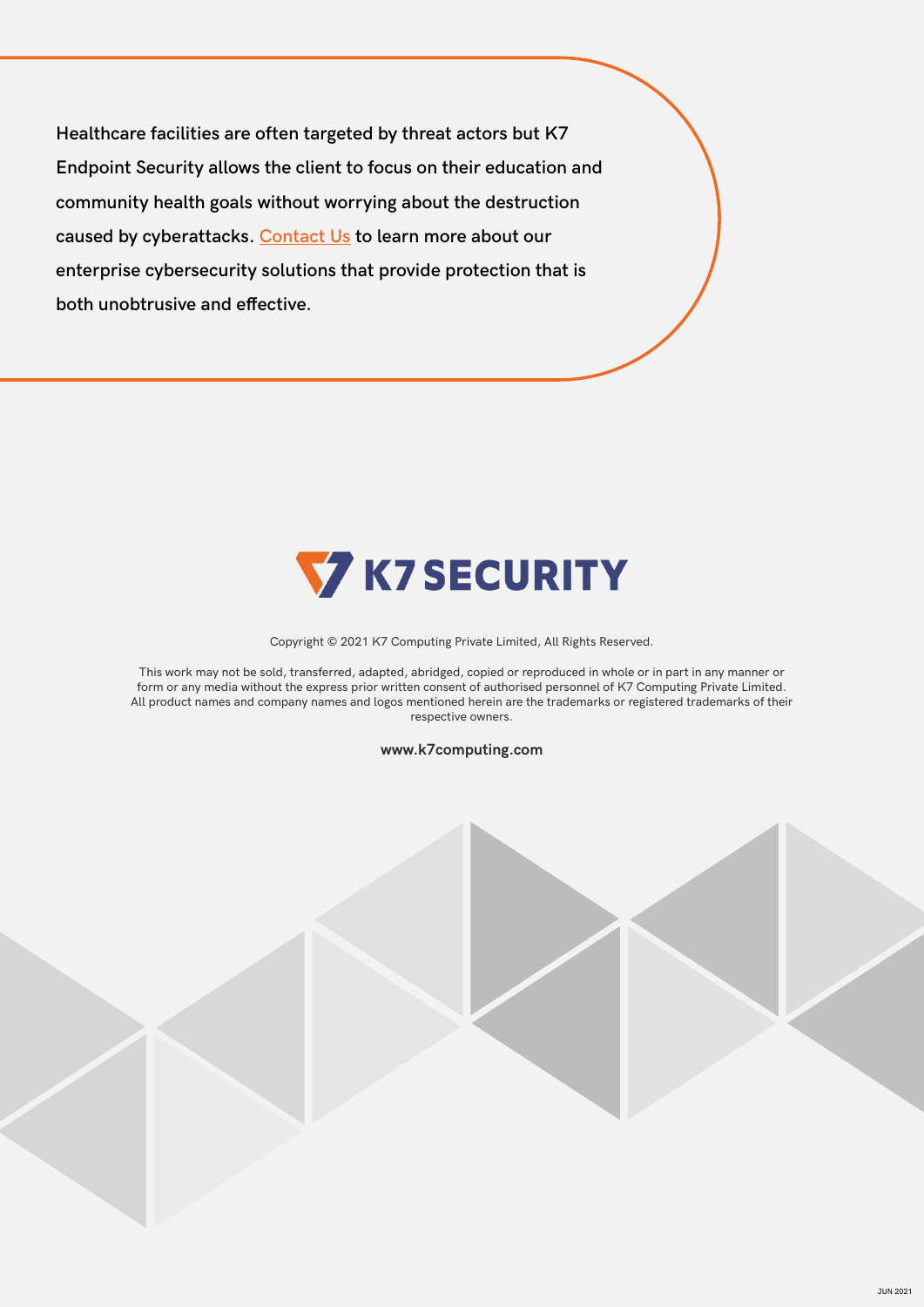Healthcare facilities are often targeted by threat actors but K7 Endpoint Security allows the client to focus on their education and community health goals without worrying about the destruction caused by cyberattacks. Contact Us to learn more about our enterprise cybersecurity solutions that provide protection that is both unobtrusive and effective.

K7 SECURITY

Copyright © 2021 K7 Computing Private Limited, All Rights Reserved.

This work may not be sold, transferred, adapted, abridged, copied or reproduced in whole or in part in any manner or form or any media without the express prior written consent of authorised personnel of K7 Computing Private Limited. All product names and company names and logos mentioned herein are the trademarks or registered trademarks of their respective owners.

**www.k7computing.com**

JUN 2021